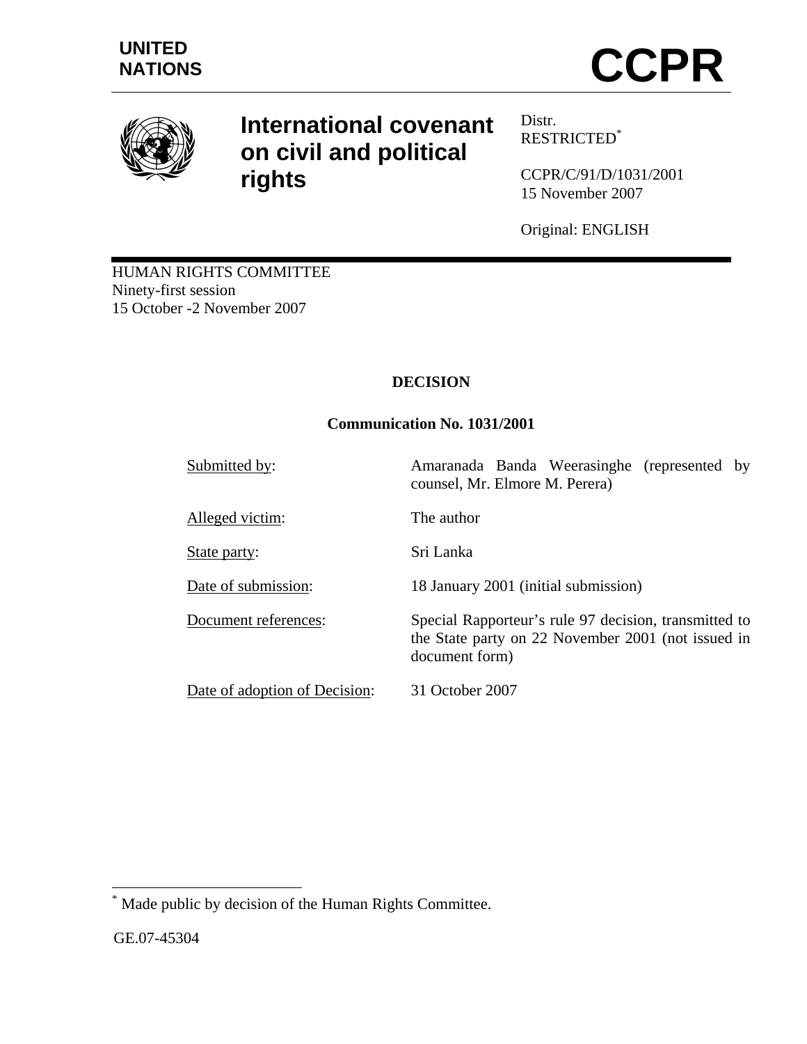UNITED NATIONS

# CCPR

## International covenant on civil and political rights

Distr.
RESTRICTED[*]

CCPR/C/91/D/1031/2001
15 November 2007

Original: ENGLISH

HUMAN RIGHTS COMMITTEE
Ninety-first session
15 October -2 November 2007

**DECISION**

**Communication No. 1031/2001**

| | |
|---|---|
| Submitted by: | Amaranada Banda Weerasinghe (represented by counsel, Mr. Elmore M. Perera) |
| Alleged victim: | The author |
| State party: | Sri Lanka |
| Date of submission: | 18 January 2001 (initial submission) |
| Document references: | Special Rapporteur's rule 97 decision, transmitted to the State party on 22 November 2001 (not issued in document form) |
| Date of adoption of Decision: | 31 October 2007 |

[*] Made public by decision of the Human Rights Committee.

GE.07-45304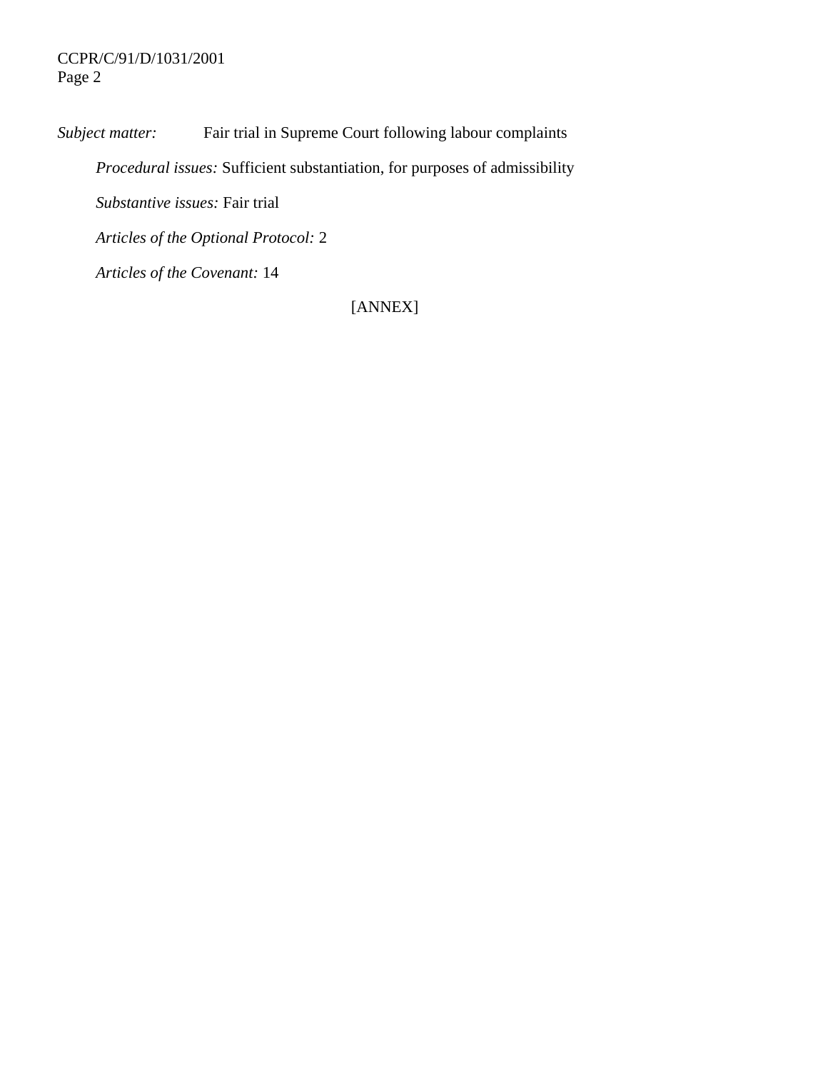*Subject matter:* Fair trial in Supreme Court following labour complaints

*Procedural issues:* Sufficient substantiation, for purposes of admissibility

*Substantive issues:* Fair trial

*Articles of the Optional Protocol:* 2

*Articles of the Covenant:* 14

[ANNEX]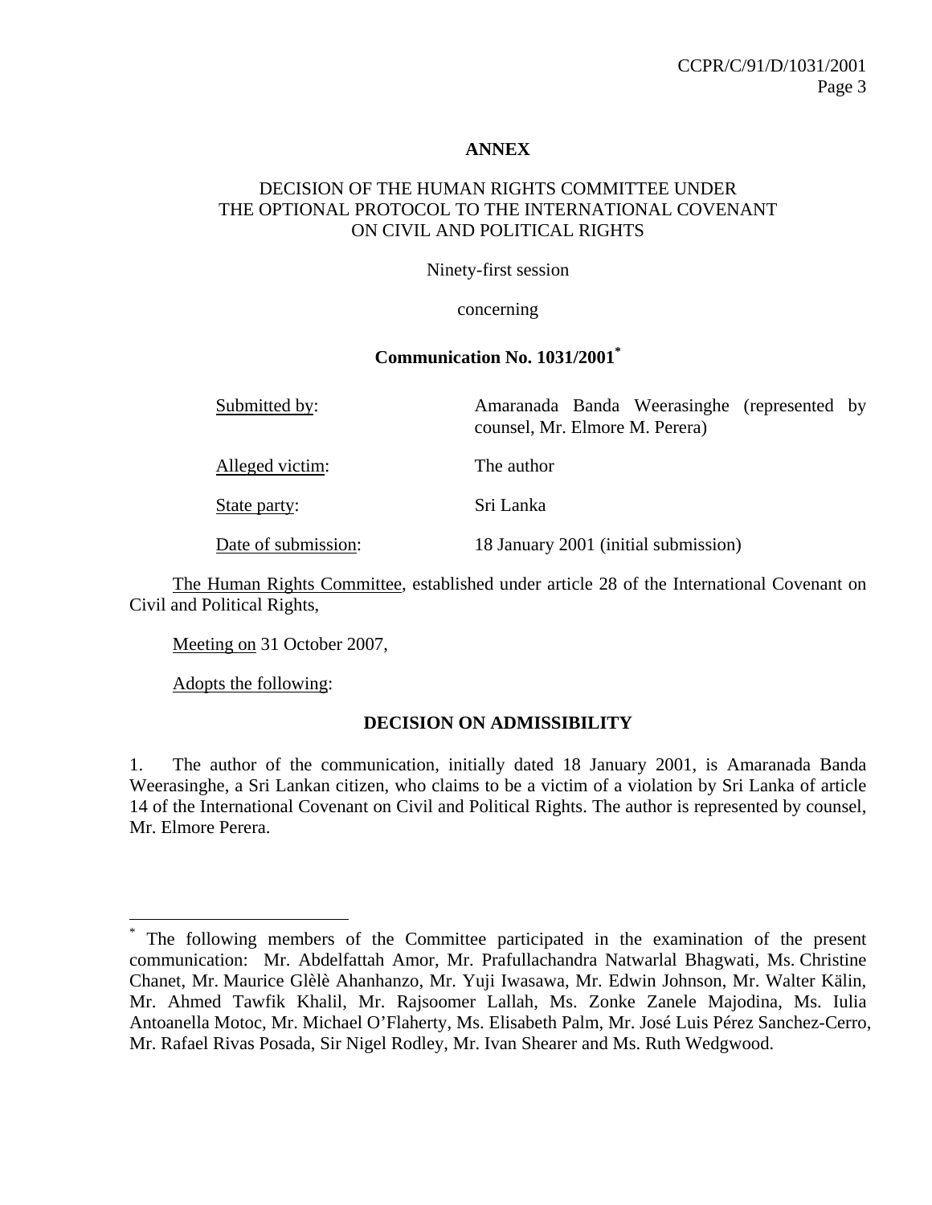**ANNEX**

DECISION OF THE HUMAN RIGHTS COMMITTEE UNDER THE OPTIONAL PROTOCOL TO THE INTERNATIONAL COVENANT ON CIVIL AND POLITICAL RIGHTS

Ninety-first session

concerning

**Communication No. 1031/2001***

| | |
|---|---|
| Submitted by: | Amaranada Banda Weerasinghe (represented by counsel, Mr. Elmore M. Perera) |
| Alleged victim: | The author |
| State party: | Sri Lanka |
| Date of submission: | 18 January 2001 (initial submission) |

The Human Rights Committee, established under article 28 of the International Covenant on Civil and Political Rights,

Meeting on 31 October 2007,

Adopts the following:

**DECISION ON ADMISSIBILITY**

1. The author of the communication, initially dated 18 January 2001, is Amaranada Banda Weerasinghe, a Sri Lankan citizen, who claims to be a victim of a violation by Sri Lanka of article 14 of the International Covenant on Civil and Political Rights. The author is represented by counsel, Mr. Elmore Perera.

---

* The following members of the Committee participated in the examination of the present communication: Mr. Abdelfattah Amor, Mr. Prafullachandra Natwarlal Bhagwati, Ms. Christine Chanet, Mr. Maurice Glèlè Ahanhanzo, Mr. Yuji Iwasawa, Mr. Edwin Johnson, Mr. Walter Kälin, Mr. Ahmed Tawfik Khalil, Mr. Rajsoomer Lallah, Ms. Zonke Zanele Majodina, Ms. Iulia Antoanella Motoc, Mr. Michael O'Flaherty, Ms. Elisabeth Palm, Mr. José Luis Pérez Sanchez-Cerro, Mr. Rafael Rivas Posada, Sir Nigel Rodley, Mr. Ivan Shearer and Ms. Ruth Wedgwood.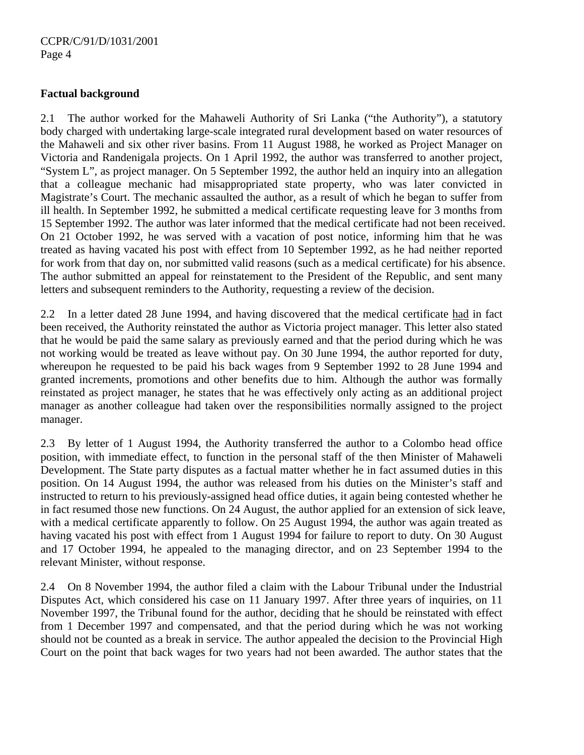**Factual background**

2.1 The author worked for the Mahaweli Authority of Sri Lanka ("the Authority"), a statutory body charged with undertaking large-scale integrated rural development based on water resources of the Mahaweli and six other river basins. From 11 August 1988, he worked as Project Manager on Victoria and Randenigala projects. On 1 April 1992, the author was transferred to another project, "System L", as project manager. On 5 September 1992, the author held an inquiry into an allegation that a colleague mechanic had misappropriated state property, who was later convicted in Magistrate's Court. The mechanic assaulted the author, as a result of which he began to suffer from ill health. In September 1992, he submitted a medical certificate requesting leave for 3 months from 15 September 1992. The author was later informed that the medical certificate had not been received. On 21 October 1992, he was served with a vacation of post notice, informing him that he was treated as having vacated his post with effect from 10 September 1992, as he had neither reported for work from that day on, nor submitted valid reasons (such as a medical certificate) for his absence. The author submitted an appeal for reinstatement to the President of the Republic, and sent many letters and subsequent reminders to the Authority, requesting a review of the decision.

2.2 In a letter dated 28 June 1994, and having discovered that the medical certificate <u>had</u> in fact been received, the Authority reinstated the author as Victoria project manager. This letter also stated that he would be paid the same salary as previously earned and that the period during which he was not working would be treated as leave without pay. On 30 June 1994, the author reported for duty, whereupon he requested to be paid his back wages from 9 September 1992 to 28 June 1994 and granted increments, promotions and other benefits due to him. Although the author was formally reinstated as project manager, he states that he was effectively only acting as an additional project manager as another colleague had taken over the responsibilities normally assigned to the project manager.

2.3 By letter of 1 August 1994, the Authority transferred the author to a Colombo head office position, with immediate effect, to function in the personal staff of the then Minister of Mahaweli Development. The State party disputes as a factual matter whether he in fact assumed duties in this position. On 14 August 1994, the author was released from his duties on the Minister's staff and instructed to return to his previously-assigned head office duties, it again being contested whether he in fact resumed those new functions. On 24 August, the author applied for an extension of sick leave, with a medical certificate apparently to follow. On 25 August 1994, the author was again treated as having vacated his post with effect from 1 August 1994 for failure to report to duty. On 30 August and 17 October 1994, he appealed to the managing director, and on 23 September 1994 to the relevant Minister, without response.

2.4 On 8 November 1994, the author filed a claim with the Labour Tribunal under the Industrial Disputes Act, which considered his case on 11 January 1997. After three years of inquiries, on 11 November 1997, the Tribunal found for the author, deciding that he should be reinstated with effect from 1 December 1997 and compensated, and that the period during which he was not working should not be counted as a break in service. The author appealed the decision to the Provincial High Court on the point that back wages for two years had not been awarded. The author states that the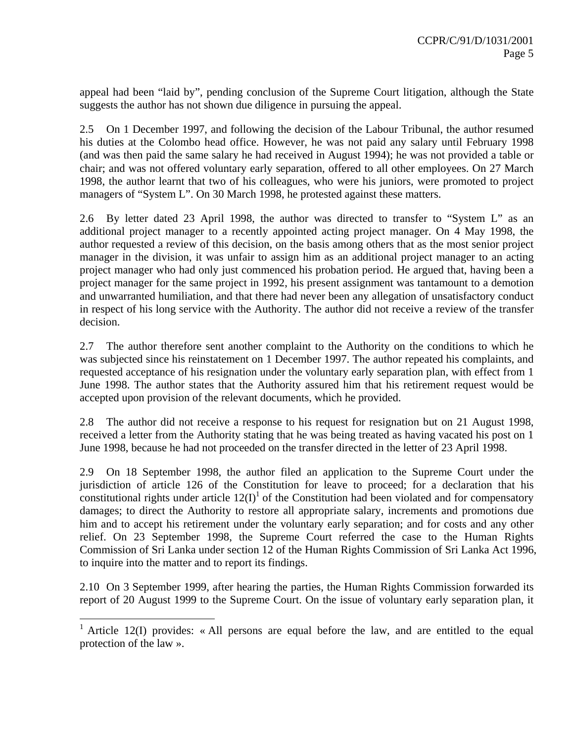appeal had been "laid by", pending conclusion of the Supreme Court litigation, although the State suggests the author has not shown due diligence in pursuing the appeal.

2.5 On 1 December 1997, and following the decision of the Labour Tribunal, the author resumed his duties at the Colombo head office. However, he was not paid any salary until February 1998 (and was then paid the same salary he had received in August 1994); he was not provided a table or chair; and was not offered voluntary early separation, offered to all other employees. On 27 March 1998, the author learnt that two of his colleagues, who were his juniors, were promoted to project managers of "System L". On 30 March 1998, he protested against these matters.

2.6 By letter dated 23 April 1998, the author was directed to transfer to "System L" as an additional project manager to a recently appointed acting project manager. On 4 May 1998, the author requested a review of this decision, on the basis among others that as the most senior project manager in the division, it was unfair to assign him as an additional project manager to an acting project manager who had only just commenced his probation period. He argued that, having been a project manager for the same project in 1992, his present assignment was tantamount to a demotion and unwarranted humiliation, and that there had never been any allegation of unsatisfactory conduct in respect of his long service with the Authority. The author did not receive a review of the transfer decision.

2.7 The author therefore sent another complaint to the Authority on the conditions to which he was subjected since his reinstatement on 1 December 1997. The author repeated his complaints, and requested acceptance of his resignation under the voluntary early separation plan, with effect from 1 June 1998. The author states that the Authority assured him that his retirement request would be accepted upon provision of the relevant documents, which he provided.

2.8 The author did not receive a response to his request for resignation but on 21 August 1998, received a letter from the Authority stating that he was being treated as having vacated his post on 1 June 1998, because he had not proceeded on the transfer directed in the letter of 23 April 1998.

2.9 On 18 September 1998, the author filed an application to the Supreme Court under the jurisdiction of article 126 of the Constitution for leave to proceed; for a declaration that his constitutional rights under article 12(I)[1] of the Constitution had been violated and for compensatory damages; to direct the Authority to restore all appropriate salary, increments and promotions due him and to accept his retirement under the voluntary early separation; and for costs and any other relief. On 23 September 1998, the Supreme Court referred the case to the Human Rights Commission of Sri Lanka under section 12 of the Human Rights Commission of Sri Lanka Act 1996, to inquire into the matter and to report its findings.

2.10 On 3 September 1999, after hearing the parties, the Human Rights Commission forwarded its report of 20 August 1999 to the Supreme Court. On the issue of voluntary early separation plan, it

---

[1] Article 12(I) provides: « All persons are equal before the law, and are entitled to the equal protection of the law ».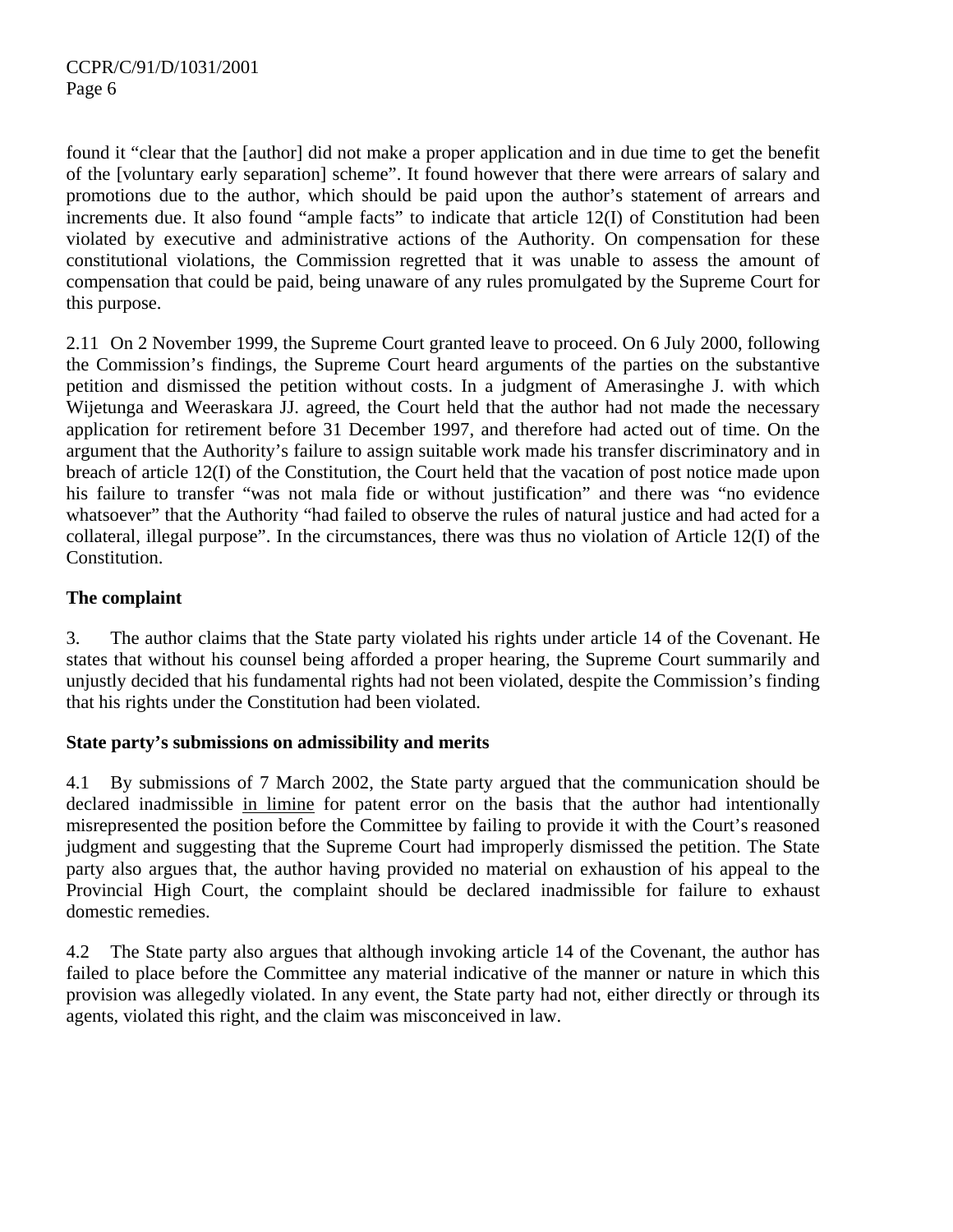found it "clear that the [author] did not make a proper application and in due time to get the benefit of the [voluntary early separation] scheme". It found however that there were arrears of salary and promotions due to the author, which should be paid upon the author's statement of arrears and increments due. It also found "ample facts" to indicate that article 12(I) of Constitution had been violated by executive and administrative actions of the Authority. On compensation for these constitutional violations, the Commission regretted that it was unable to assess the amount of compensation that could be paid, being unaware of any rules promulgated by the Supreme Court for this purpose.

2.11 On 2 November 1999, the Supreme Court granted leave to proceed. On 6 July 2000, following the Commission's findings, the Supreme Court heard arguments of the parties on the substantive petition and dismissed the petition without costs. In a judgment of Amerasinghe J. with which Wijetunga and Weeraskara JJ. agreed, the Court held that the author had not made the necessary application for retirement before 31 December 1997, and therefore had acted out of time. On the argument that the Authority's failure to assign suitable work made his transfer discriminatory and in breach of article 12(I) of the Constitution, the Court held that the vacation of post notice made upon his failure to transfer "was not mala fide or without justification" and there was "no evidence whatsoever" that the Authority "had failed to observe the rules of natural justice and had acted for a collateral, illegal purpose". In the circumstances, there was thus no violation of Article 12(I) of the Constitution.

**The complaint**

3. The author claims that the State party violated his rights under article 14 of the Covenant. He states that without his counsel being afforded a proper hearing, the Supreme Court summarily and unjustly decided that his fundamental rights had not been violated, despite the Commission's finding that his rights under the Constitution had been violated.

**State party's submissions on admissibility and merits**

4.1 By submissions of 7 March 2002, the State party argued that the communication should be declared inadmissible in limine for patent error on the basis that the author had intentionally misrepresented the position before the Committee by failing to provide it with the Court's reasoned judgment and suggesting that the Supreme Court had improperly dismissed the petition. The State party also argues that, the author having provided no material on exhaustion of his appeal to the Provincial High Court, the complaint should be declared inadmissible for failure to exhaust domestic remedies.

4.2 The State party also argues that although invoking article 14 of the Covenant, the author has failed to place before the Committee any material indicative of the manner or nature in which this provision was allegedly violated. In any event, the State party had not, either directly or through its agents, violated this right, and the claim was misconceived in law.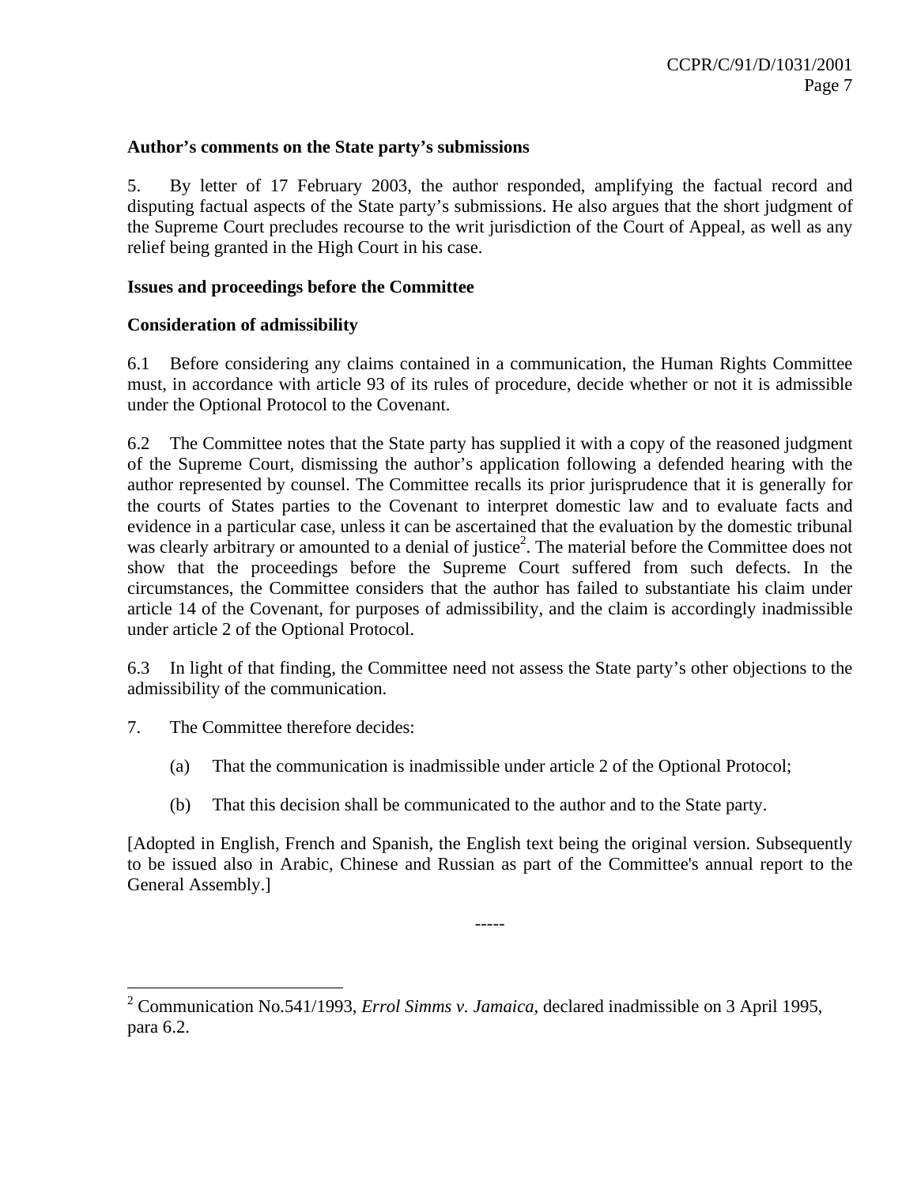**Author's comments on the State party's submissions**

5. By letter of 17 February 2003, the author responded, amplifying the factual record and disputing factual aspects of the State party's submissions. He also argues that the short judgment of the Supreme Court precludes recourse to the writ jurisdiction of the Court of Appeal, as well as any relief being granted in the High Court in his case.

**Issues and proceedings before the Committee**

**Consideration of admissibility**

6.1 Before considering any claims contained in a communication, the Human Rights Committee must, in accordance with article 93 of its rules of procedure, decide whether or not it is admissible under the Optional Protocol to the Covenant.

6.2 The Committee notes that the State party has supplied it with a copy of the reasoned judgment of the Supreme Court, dismissing the author's application following a defended hearing with the author represented by counsel. The Committee recalls its prior jurisprudence that it is generally for the courts of States parties to the Covenant to interpret domestic law and to evaluate facts and evidence in a particular case, unless it can be ascertained that the evaluation by the domestic tribunal was clearly arbitrary or amounted to a denial of justice[2]. The material before the Committee does not show that the proceedings before the Supreme Court suffered from such defects. In the circumstances, the Committee considers that the author has failed to substantiate his claim under article 14 of the Covenant, for purposes of admissibility, and the claim is accordingly inadmissible under article 2 of the Optional Protocol.

6.3 In light of that finding, the Committee need not assess the State party's other objections to the admissibility of the communication.

7. The Committee therefore decides:

(a) That the communication is inadmissible under article 2 of the Optional Protocol;

(b) That this decision shall be communicated to the author and to the State party.

[Adopted in English, French and Spanish, the English text being the original version. Subsequently to be issued also in Arabic, Chinese and Russian as part of the Committee's annual report to the General Assembly.]

-----

[2] Communication No.541/1993, *Errol Simms v. Jamaica*, declared inadmissible on 3 April 1995, para 6.2.